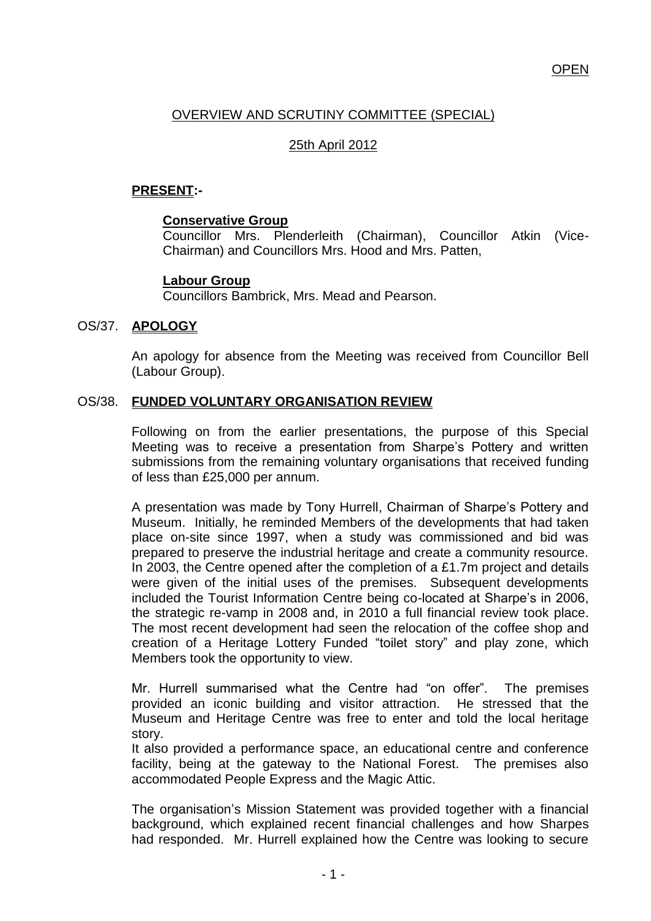OPEN

## OVERVIEW AND SCRUTINY COMMITTEE (SPECIAL)

25th April 2012

**PRESENT:-**

**Conservative Group**
Councillor Mrs. Plenderleith (Chairman), Councillor Atkin (Vice-Chairman) and Councillors Mrs. Hood and Mrs. Patten,

**Labour Group**
Councillors Bambrick, Mrs. Mead and Pearson.

### OS/37. APOLOGY

An apology for absence from the Meeting was received from Councillor Bell (Labour Group).

### OS/38. FUNDED VOLUNTARY ORGANISATION REVIEW

Following on from the earlier presentations, the purpose of this Special Meeting was to receive a presentation from Sharpe's Pottery and written submissions from the remaining voluntary organisations that received funding of less than £25,000 per annum.

A presentation was made by Tony Hurrell, Chairman of Sharpe's Pottery and Museum. Initially, he reminded Members of the developments that had taken place on-site since 1997, when a study was commissioned and bid was prepared to preserve the industrial heritage and create a community resource. In 2003, the Centre opened after the completion of a £1.7m project and details were given of the initial uses of the premises. Subsequent developments included the Tourist Information Centre being co-located at Sharpe's in 2006, the strategic re-vamp in 2008 and, in 2010 a full financial review took place. The most recent development had seen the relocation of the coffee shop and creation of a Heritage Lottery Funded "toilet story" and play zone, which Members took the opportunity to view.

Mr. Hurrell summarised what the Centre had "on offer". The premises provided an iconic building and visitor attraction. He stressed that the Museum and Heritage Centre was free to enter and told the local heritage story.
It also provided a performance space, an educational centre and conference facility, being at the gateway to the National Forest. The premises also accommodated People Express and the Magic Attic.

The organisation's Mission Statement was provided together with a financial background, which explained recent financial challenges and how Sharpes had responded. Mr. Hurrell explained how the Centre was looking to secure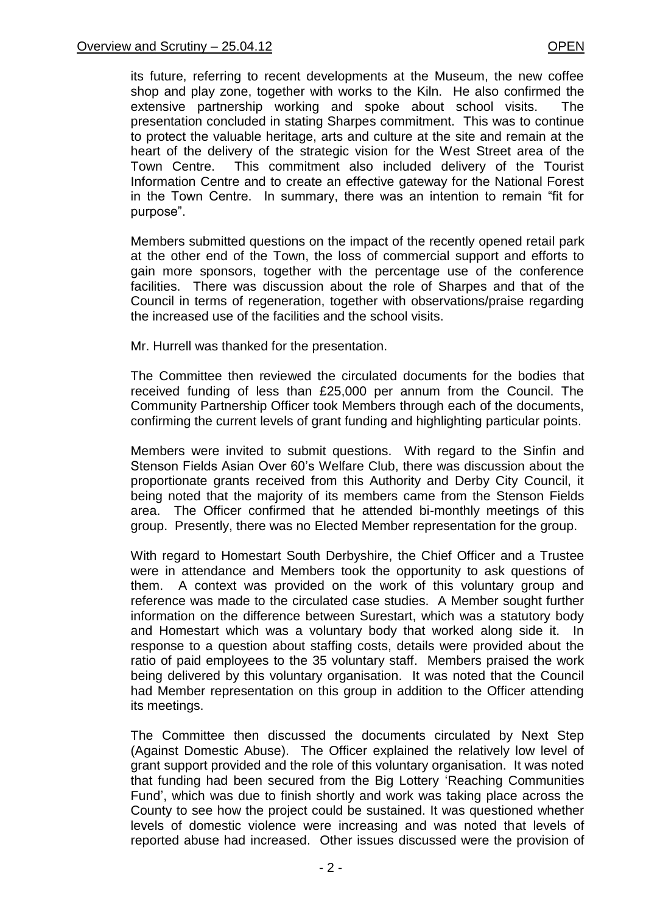its future, referring to recent developments at the Museum, the new coffee shop and play zone, together with works to the Kiln. He also confirmed the extensive partnership working and spoke about school visits. The presentation concluded in stating Sharpes commitment. This was to continue to protect the valuable heritage, arts and culture at the site and remain at the heart of the delivery of the strategic vision for the West Street area of the Town Centre. This commitment also included delivery of the Tourist Information Centre and to create an effective gateway for the National Forest in the Town Centre. In summary, there was an intention to remain "fit for purpose".

Members submitted questions on the impact of the recently opened retail park at the other end of the Town, the loss of commercial support and efforts to gain more sponsors, together with the percentage use of the conference facilities. There was discussion about the role of Sharpes and that of the Council in terms of regeneration, together with observations/praise regarding the increased use of the facilities and the school visits.

Mr. Hurrell was thanked for the presentation.

The Committee then reviewed the circulated documents for the bodies that received funding of less than £25,000 per annum from the Council. The Community Partnership Officer took Members through each of the documents, confirming the current levels of grant funding and highlighting particular points.

Members were invited to submit questions. With regard to the Sinfin and Stenson Fields Asian Over 60's Welfare Club, there was discussion about the proportionate grants received from this Authority and Derby City Council, it being noted that the majority of its members came from the Stenson Fields area. The Officer confirmed that he attended bi-monthly meetings of this group. Presently, there was no Elected Member representation for the group.

With regard to Homestart South Derbyshire, the Chief Officer and a Trustee were in attendance and Members took the opportunity to ask questions of them. A context was provided on the work of this voluntary group and reference was made to the circulated case studies. A Member sought further information on the difference between Surestart, which was a statutory body and Homestart which was a voluntary body that worked along side it. In response to a question about staffing costs, details were provided about the ratio of paid employees to the 35 voluntary staff. Members praised the work being delivered by this voluntary organisation. It was noted that the Council had Member representation on this group in addition to the Officer attending its meetings.

The Committee then discussed the documents circulated by Next Step (Against Domestic Abuse). The Officer explained the relatively low level of grant support provided and the role of this voluntary organisation. It was noted that funding had been secured from the Big Lottery 'Reaching Communities Fund', which was due to finish shortly and work was taking place across the County to see how the project could be sustained. It was questioned whether levels of domestic violence were increasing and was noted that levels of reported abuse had increased. Other issues discussed were the provision of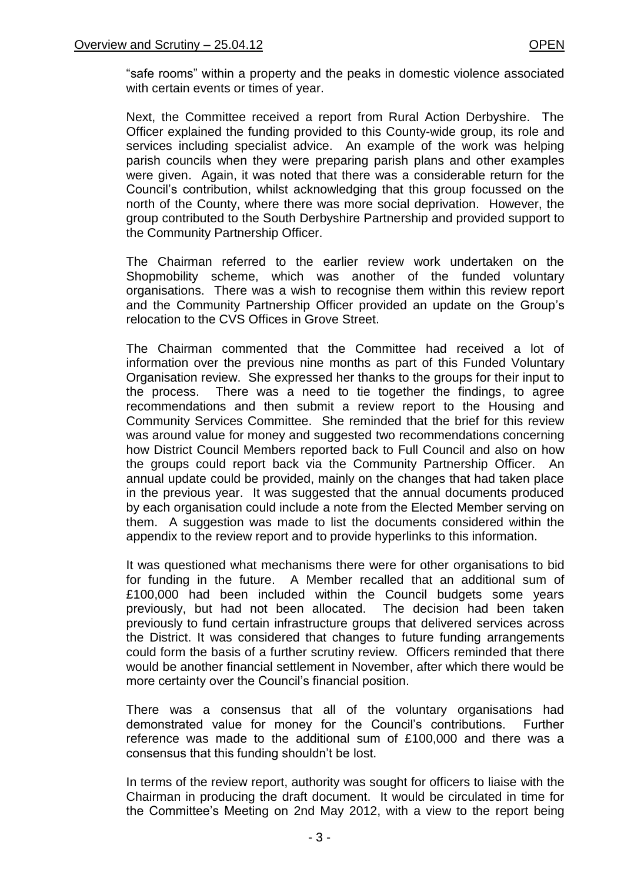"safe rooms" within a property and the peaks in domestic violence associated with certain events or times of year.

Next, the Committee received a report from Rural Action Derbyshire. The Officer explained the funding provided to this County-wide group, its role and services including specialist advice. An example of the work was helping parish councils when they were preparing parish plans and other examples were given. Again, it was noted that there was a considerable return for the Council's contribution, whilst acknowledging that this group focussed on the north of the County, where there was more social deprivation. However, the group contributed to the South Derbyshire Partnership and provided support to the Community Partnership Officer.

The Chairman referred to the earlier review work undertaken on the Shopmobility scheme, which was another of the funded voluntary organisations. There was a wish to recognise them within this review report and the Community Partnership Officer provided an update on the Group's relocation to the CVS Offices in Grove Street.

The Chairman commented that the Committee had received a lot of information over the previous nine months as part of this Funded Voluntary Organisation review. She expressed her thanks to the groups for their input to the process. There was a need to tie together the findings, to agree recommendations and then submit a review report to the Housing and Community Services Committee. She reminded that the brief for this review was around value for money and suggested two recommendations concerning how District Council Members reported back to Full Council and also on how the groups could report back via the Community Partnership Officer. An annual update could be provided, mainly on the changes that had taken place in the previous year. It was suggested that the annual documents produced by each organisation could include a note from the Elected Member serving on them. A suggestion was made to list the documents considered within the appendix to the review report and to provide hyperlinks to this information.

It was questioned what mechanisms there were for other organisations to bid for funding in the future. A Member recalled that an additional sum of £100,000 had been included within the Council budgets some years previously, but had not been allocated. The decision had been taken previously to fund certain infrastructure groups that delivered services across the District. It was considered that changes to future funding arrangements could form the basis of a further scrutiny review. Officers reminded that there would be another financial settlement in November, after which there would be more certainty over the Council's financial position.

There was a consensus that all of the voluntary organisations had demonstrated value for money for the Council's contributions. Further reference was made to the additional sum of £100,000 and there was a consensus that this funding shouldn't be lost.

In terms of the review report, authority was sought for officers to liaise with the Chairman in producing the draft document. It would be circulated in time for the Committee's Meeting on 2nd May 2012, with a view to the report being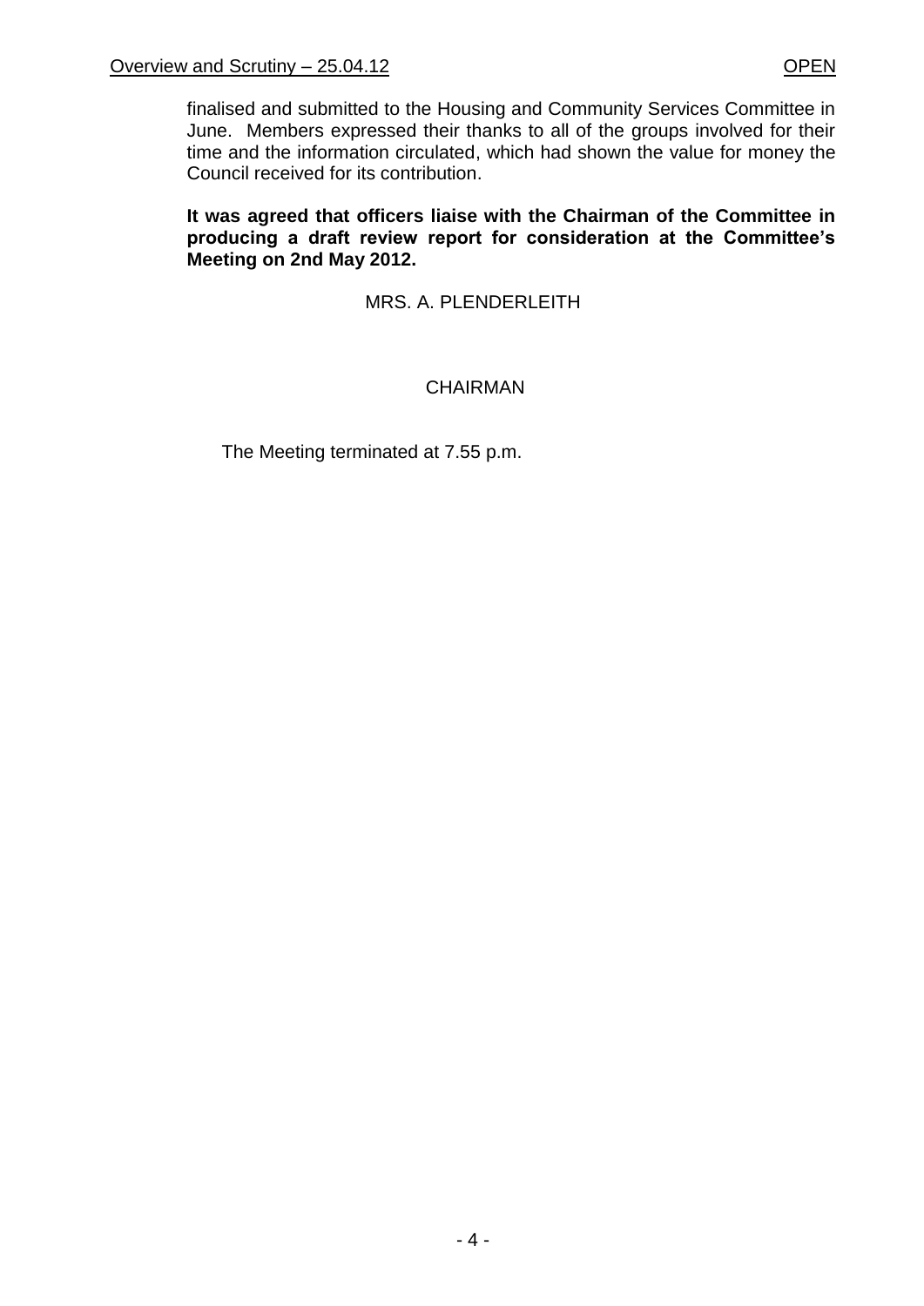finalised and submitted to the Housing and Community Services Committee in June. Members expressed their thanks to all of the groups involved for their time and the information circulated, which had shown the value for money the Council received for its contribution.

**It was agreed that officers liaise with the Chairman of the Committee in producing a draft review report for consideration at the Committee's Meeting on 2nd May 2012.**

MRS. A. PLENDERLEITH

CHAIRMAN

The Meeting terminated at 7.55 p.m.